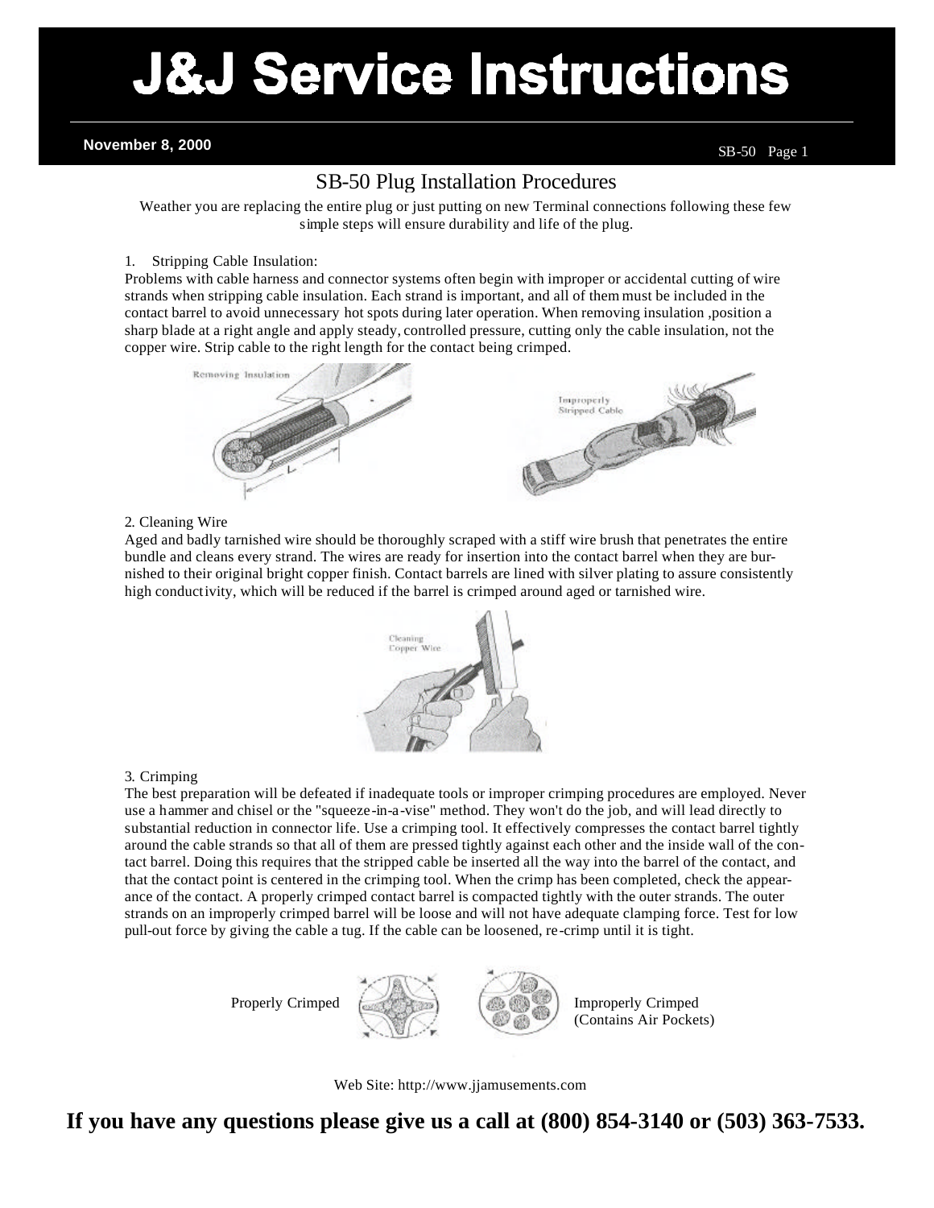# J&J Service Instructions

**November 8, 2000**

## SB-50 Plug Installation Procedures

Weather you are replacing the entire plug or just putting on new Terminal connections following these few simple steps will ensure durability and life of the plug.

1. Stripping Cable Insulation:

Problems with cable harness and connector systems often begin with improper or accidental cutting of wire strands when stripping cable insulation. Each strand is important, and all of them must be included in the contact barrel to avoid unnecessary hot spots during later operation. When removing insulation ,position a sharp blade at a right angle and apply steady, controlled pressure, cutting only the cable insulation, not the copper wire. Strip cable to the right length for the contact being crimped.

Removing Insulation

Improperly Stripped Cable

2. Cleaning Wire

Aged and badly tarnished wire should be thoroughly scraped with a stiff wire brush that penetrates the entire bundle and cleans every strand. The wires are ready for insertion into the contact barrel when they are burnished to their original bright copper finish. Contact barrels are lined with silver plating to assure consistently high conductivity, which will be reduced if the barrel is crimped around aged or tarnished wire.

Cleaning Copper Wire

3. Crimping

The best preparation will be defeated if inadequate tools or improper crimping procedures are employed. Never use a hammer and chisel or the "squeeze-in-a-vise" method. They won't do the job, and will lead directly to substantial reduction in connector life. Use a crimping tool. It effectively compresses the contact barrel tightly around the cable strands so that all of them are pressed tightly against each other and the inside wall of the contact barrel. Doing this requires that the stripped cable be inserted all the way into the barrel of the contact, and that the contact point is centered in the crimping tool. When the crimp has been completed, check the appearance of the contact. A properly crimped contact barrel is compacted tightly with the outer strands. The outer strands on an improperly crimped barrel will be loose and will not have adequate clamping force. Test for low pull-out force by giving the cable a tug. If the cable can be loosened, re-crimp until it is tight.

Properly Crimped

Improperly Crimped (Contains Air Pockets)

Web Site: http://www.jjamusements.com

**If you have any questions please give us a call at (800) 854-3140 or (503) 363-7533.**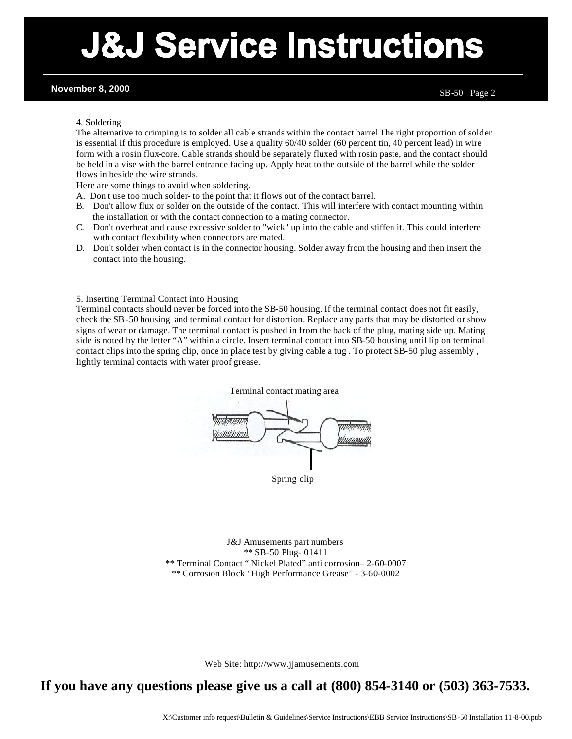4. Soldering

The alternative to crimping is to solder all cable strands within the contact barrel The right proportion of solder is essential if this procedure is employed. Use a quality 60/40 solder (60 percent tin, 40 percent lead) in wire form with a rosin flux-core. Cable strands should be separately fluxed with rosin paste, and the contact should be held in a vise with the barrel entrance facing up. Apply heat to the outside of the barrel while the solder flows in beside the wire strands.

Here are some things to avoid when soldering.

A. Don't use too much solder- to the point that it flows out of the contact barrel.
B. Don't allow flux or solder on the outside of the contact. This will interfere with contact mounting within the installation or with the contact connection to a mating connector.
C. Don't overheat and cause excessive solder to "wick" up into the cable and stiffen it. This could interfere with contact flexibility when connectors are mated.
D. Don't solder when contact is in the connector housing. Solder away from the housing and then insert the contact into the housing.

5. Inserting Terminal Contact into Housing

Terminal contacts should never be forced into the SB-50 housing. If the terminal contact does not fit easily, check the SB-50 housing and terminal contact for distortion. Replace any parts that may be distorted or show signs of wear or damage. The terminal contact is pushed in from the back of the plug, mating side up. Mating side is noted by the letter "A" within a circle. Insert terminal contact into SB-50 housing until lip on terminal contact clips into the spring clip, once in place test by giving cable a tug . To protect SB-50 plug assembly , lightly terminal contacts with water proof grease.

Terminal contact mating area

Spring clip

J&J Amusements part numbers
** SB-50 Plug- 01411
** Terminal Contact " Nickel Plated" anti corrosion– 2-60-0007
** Corrosion Block "High Performance Grease" - 3-60-0002

Web Site: http://www.jjamusements.com

**If you have any questions please give us a call at (800) 854-3140 or (503) 363-7533.**